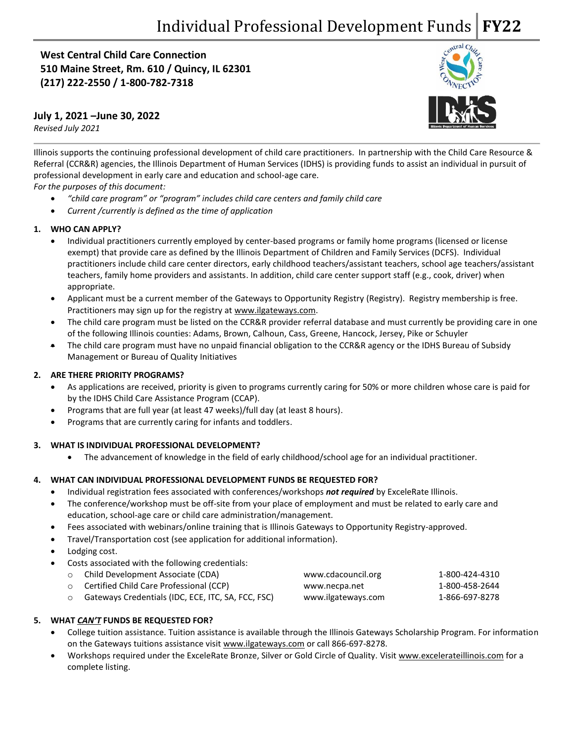# Individual Professional Development Funds | FY22

**West Central Child Care Connection**
**510 Maine Street, Rm. 610 / Quincy, IL 62301**
**(217) 222-2550 / 1-800-782-7318**

**July 1, 2021 –June 30, 2022**
*Revised July 2021*

Illinois supports the continuing professional development of child care practitioners. In partnership with the Child Care Resource & Referral (CCR&R) agencies, the Illinois Department of Human Services (IDHS) is providing funds to assist an individual in pursuit of professional development in early care and education and school-age care.

*For the purposes of this document:*

- *"child care program" or "program" includes child care centers and family child care*
- *Current /currently is defined as the time of application*

## 1. WHO CAN APPLY?

- Individual practitioners currently employed by center-based programs or family home programs (licensed or license exempt) that provide care as defined by the Illinois Department of Children and Family Services (DCFS). Individual practitioners include child care center directors, early childhood teachers/assistant teachers, school age teachers/assistant teachers, family home providers and assistants. In addition, child care center support staff (e.g., cook, driver) when appropriate.
- Applicant must be a current member of the Gateways to Opportunity Registry (Registry). Registry membership is free. Practitioners may sign up for the registry at www.ilgateways.com.
- The child care program must be listed on the CCR&R provider referral database and must currently be providing care in one of the following Illinois counties: Adams, Brown, Calhoun, Cass, Greene, Hancock, Jersey, Pike or Schuyler
- The child care program must have no unpaid financial obligation to the CCR&R agency or the IDHS Bureau of Subsidy Management or Bureau of Quality Initiatives

## 2. ARE THERE PRIORITY PROGRAMS?

- As applications are received, priority is given to programs currently caring for 50% or more children whose care is paid for by the IDHS Child Care Assistance Program (CCAP).
- Programs that are full year (at least 47 weeks)/full day (at least 8 hours).
- Programs that are currently caring for infants and toddlers.

## 3. WHAT IS INDIVIDUAL PROFESSIONAL DEVELOPMENT?

- The advancement of knowledge in the field of early childhood/school age for an individual practitioner.

## 4. WHAT CAN INDIVIDUAL PROFESSIONAL DEVELOPMENT FUNDS BE REQUESTED FOR?

- Individual registration fees associated with conferences/workshops ***not required*** by ExceleRate Illinois.
- The conference/workshop must be off-site from your place of employment and must be related to early care and education, school-age care or child care administration/management.
- Fees associated with webinars/online training that is Illinois Gateways to Opportunity Registry-approved.
- Travel/Transportation cost (see application for additional information).
- Lodging cost.
- Costs associated with the following credentials:
  - Child Development Associate (CDA) — www.cdacouncil.org — 1-800-424-4310
  - Certified Child Care Professional (CCP) — www.necpa.net — 1-800-458-2644
  - Gateways Credentials (IDC, ECE, ITC, SA, FCC, FSC) — www.ilgateways.com — 1-866-697-8278

## 5. WHAT *CAN'T* FUNDS BE REQUESTED FOR?

- College tuition assistance. Tuition assistance is available through the Illinois Gateways Scholarship Program. For information on the Gateways tuitions assistance visit www.ilgateways.com or call 866-697-8278.
- Workshops required under the ExceleRate Bronze, Silver or Gold Circle of Quality. Visit www.excelerateillinois.com for a complete listing.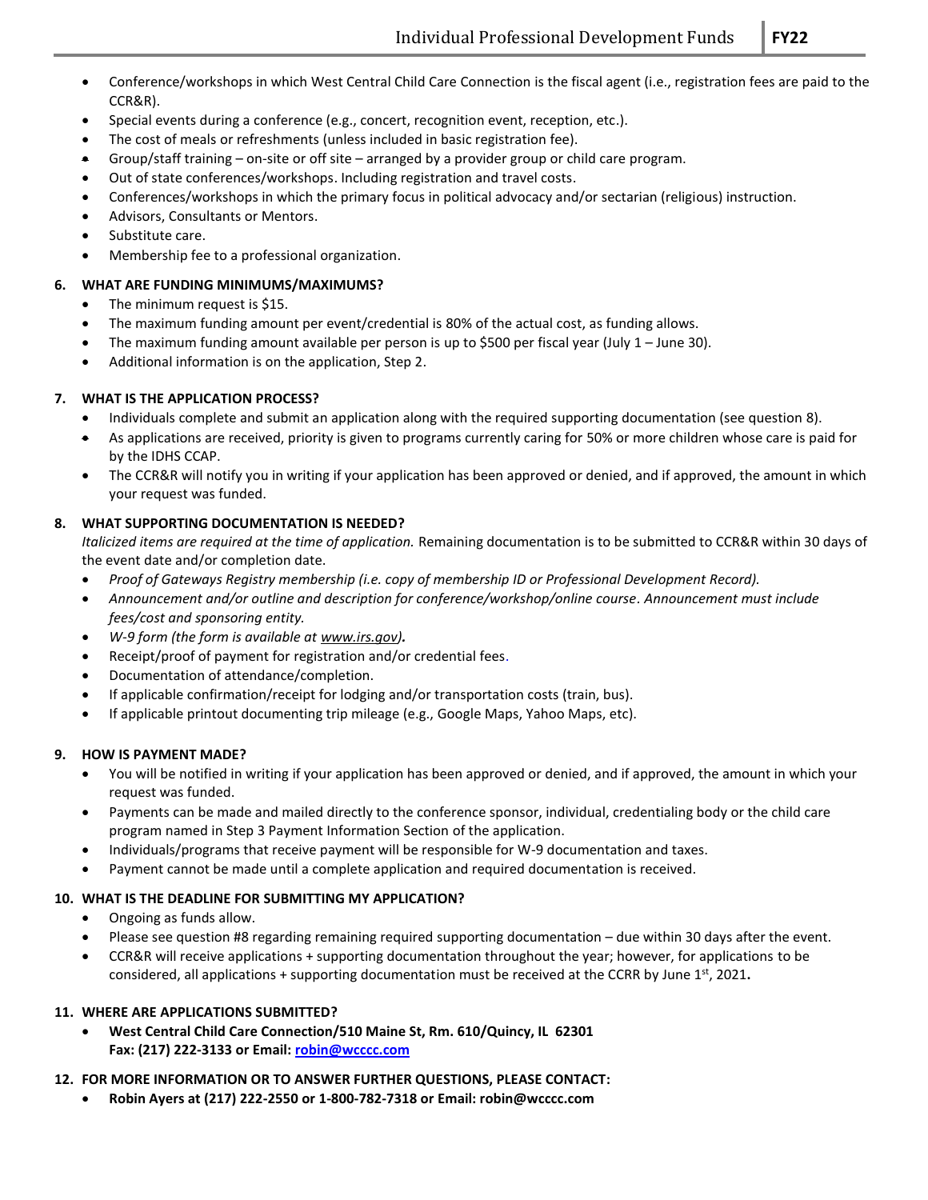- Conference/workshops in which West Central Child Care Connection is the fiscal agent (i.e., registration fees are paid to the CCR&R).
- Special events during a conference (e.g., concert, recognition event, reception, etc.).
- The cost of meals or refreshments (unless included in basic registration fee).
- Group/staff training – on-site or off site – arranged by a provider group or child care program.
- Out of state conferences/workshops. Including registration and travel costs.
- Conferences/workshops in which the primary focus in political advocacy and/or sectarian (religious) instruction.
- Advisors, Consultants or Mentors.
- Substitute care.
- Membership fee to a professional organization.

**6. WHAT ARE FUNDING MINIMUMS/MAXIMUMS?**

- The minimum request is $15.
- The maximum funding amount per event/credential is 80% of the actual cost, as funding allows.
- The maximum funding amount available per person is up to $500 per fiscal year (July 1 – June 30).
- Additional information is on the application, Step 2.

**7. WHAT IS THE APPLICATION PROCESS?**

- Individuals complete and submit an application along with the required supporting documentation (see question 8).
- As applications are received, priority is given to programs currently caring for 50% or more children whose care is paid for by the IDHS CCAP.
- The CCR&R will notify you in writing if your application has been approved or denied, and if approved, the amount in which your request was funded.

**8. WHAT SUPPORTING DOCUMENTATION IS NEEDED?**

*Italicized items are required at the time of application.* Remaining documentation is to be submitted to CCR&R within 30 days of the event date and/or completion date.

- *Proof of Gateways Registry membership (i.e. copy of membership ID or Professional Development Record).*
- *Announcement and/or outline and description for conference/workshop/online course. Announcement must include fees/cost and sponsoring entity.*
- *W-9 form (the form is available at www.irs.gov)*.
- Receipt/proof of payment for registration and/or credential fees.
- Documentation of attendance/completion.
- If applicable confirmation/receipt for lodging and/or transportation costs (train, bus).
- If applicable printout documenting trip mileage (e.g., Google Maps, Yahoo Maps, etc).

**9. HOW IS PAYMENT MADE?**

- You will be notified in writing if your application has been approved or denied, and if approved, the amount in which your request was funded.
- Payments can be made and mailed directly to the conference sponsor, individual, credentialing body or the child care program named in Step 3 Payment Information Section of the application.
- Individuals/programs that receive payment will be responsible for W-9 documentation and taxes.
- Payment cannot be made until a complete application and required documentation is received.

**10. WHAT IS THE DEADLINE FOR SUBMITTING MY APPLICATION?**

- Ongoing as funds allow.
- Please see question #8 regarding remaining required supporting documentation – due within 30 days after the event.
- CCR&R will receive applications + supporting documentation throughout the year; however, for applications to be considered, all applications + supporting documentation must be received at the CCRR by June 1st, 2021**.**

**11. WHERE ARE APPLICATIONS SUBMITTED?**

- **West Central Child Care Connection/510 Maine St, Rm. 610/Quincy, IL 62301**
  **Fax: (217) 222-3133 or Email: robin@wcccc.com**

**12. FOR MORE INFORMATION OR TO ANSWER FURTHER QUESTIONS, PLEASE CONTACT:**

- **Robin Ayers at (217) 222-2550 or 1-800-782-7318 or Email: robin@wcccc.com**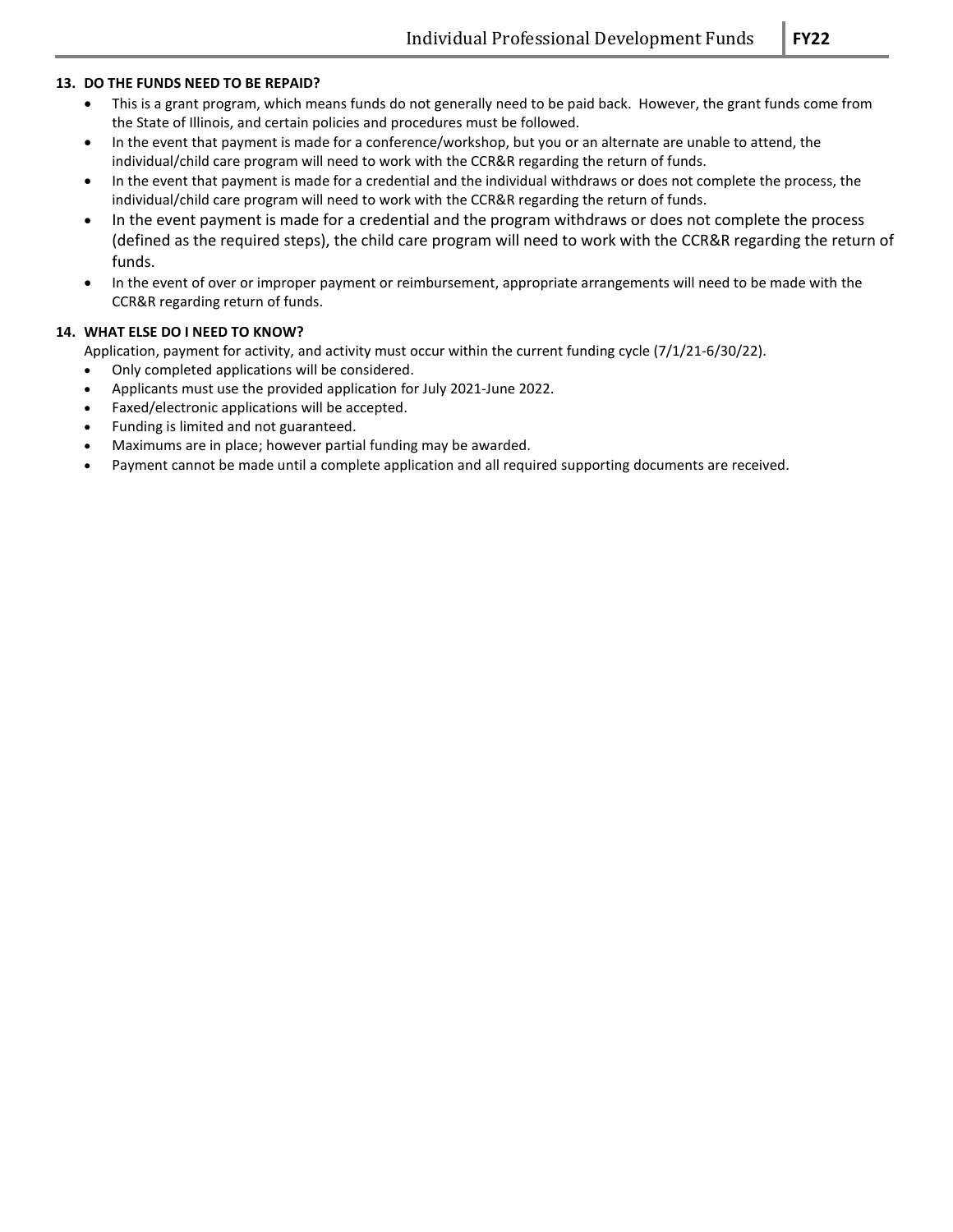### 13. DO THE FUNDS NEED TO BE REPAID?

- This is a grant program, which means funds do not generally need to be paid back. However, the grant funds come from the State of Illinois, and certain policies and procedures must be followed.
- In the event that payment is made for a conference/workshop, but you or an alternate are unable to attend, the individual/child care program will need to work with the CCR&R regarding the return of funds.
- In the event that payment is made for a credential and the individual withdraws or does not complete the process, the individual/child care program will need to work with the CCR&R regarding the return of funds.
- In the event payment is made for a credential and the program withdraws or does not complete the process (defined as the required steps), the child care program will need to work with the CCR&R regarding the return of funds.
- In the event of over or improper payment or reimbursement, appropriate arrangements will need to be made with the CCR&R regarding return of funds.

### 14. WHAT ELSE DO I NEED TO KNOW?

Application, payment for activity, and activity must occur within the current funding cycle (7/1/21-6/30/22).

- Only completed applications will be considered.
- Applicants must use the provided application for July 2021-June 2022.
- Faxed/electronic applications will be accepted.
- Funding is limited and not guaranteed.
- Maximums are in place; however partial funding may be awarded.
- Payment cannot be made until a complete application and all required supporting documents are received.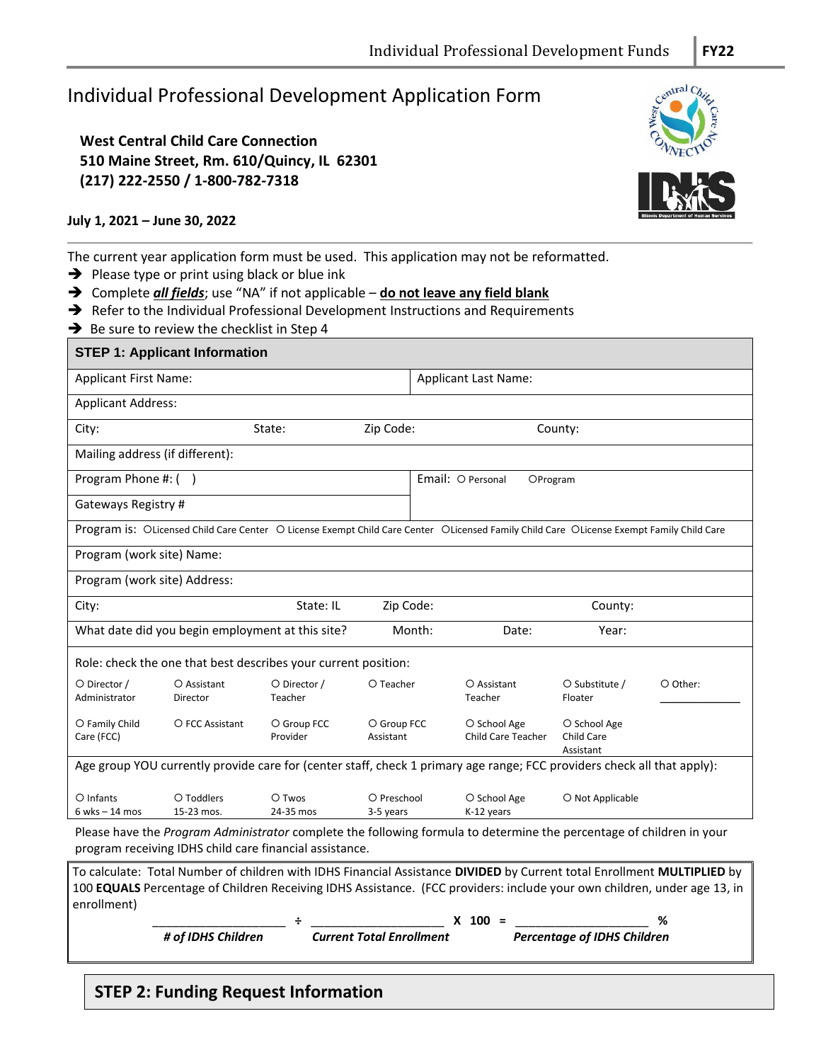# Individual Professional Development Application Form

**West Central Child Care Connection**
**510 Maine Street, Rm. 610/Quincy, IL 62301**
**(217) 222-2550 / 1-800-782-7318**

**July 1, 2021 – June 30, 2022**

The current year application form must be used. This application may not be reformatted.

- ➔ Please type or print using black or blue ink
- ➔ Complete ***all fields***; use "NA" if not applicable – **do not leave any field blank**
- ➔ Refer to the Individual Professional Development Instructions and Requirements
- ➔ Be sure to review the checklist in Step 4

## STEP 1: Applicant Information

| | | | |
|---|---|---|---|
| Applicant First Name: | | Applicant Last Name: | |
| Applicant Address: | | | |
| City: | State: | Zip Code: | County: |
| Mailing address (if different): | | | |
| Program Phone #: ( ) | | Email: ○ Personal ○ Program | |
| Gateways Registry # | | | |

Program is: ○ Licensed Child Care Center ○ License Exempt Child Care Center ○ Licensed Family Child Care ○ License Exempt Family Child Care

| | | | |
|---|---|---|---|
| Program (work site) Name: | | | |
| Program (work site) Address: | | | |
| City: | State: IL | Zip Code: | County: |
| What date did you begin employment at this site? | Month: | Date: | Year: |

Role: check the one that best describes your current position:

| | | | | | | |
|---|---|---|---|---|---|---|
| ○ Director / Administrator | ○ Assistant Director | ○ Director / Teacher | ○ Teacher | ○ Assistant Teacher | ○ Substitute / Floater | ○ Other: ____________ |
| ○ Family Child Care (FCC) | ○ FCC Assistant | ○ Group FCC Provider | ○ Group FCC Assistant | ○ School Age Child Care Teacher | ○ School Age Child Care Assistant | |

Age group YOU currently provide care for (center staff, check 1 primary age range; FCC providers check all that apply):

| | | | | | |
|---|---|---|---|---|---|
| ○ Infants 6 wks – 14 mos | ○ Toddlers 15-23 mos. | ○ Twos 24-35 mos | ○ Preschool 3-5 years | ○ School Age K-12 years | ○ Not Applicable |

Please have the *Program Administrator* complete the following formula to determine the percentage of children in your program receiving IDHS child care financial assistance.

To calculate: Total Number of children with IDHS Financial Assistance **DIVIDED** by Current total Enrollment **MULTIPLIED** by 100 **EQUALS** Percentage of Children Receiving IDHS Assistance. (FCC providers: include your own children, under age 13, in enrollment)

____________________ ÷ ____________________ **X 100 =** ____________________ **%**

***# of IDHS Children*** ***Current Total Enrollment*** ***Percentage of IDHS Children***

## STEP 2: Funding Request Information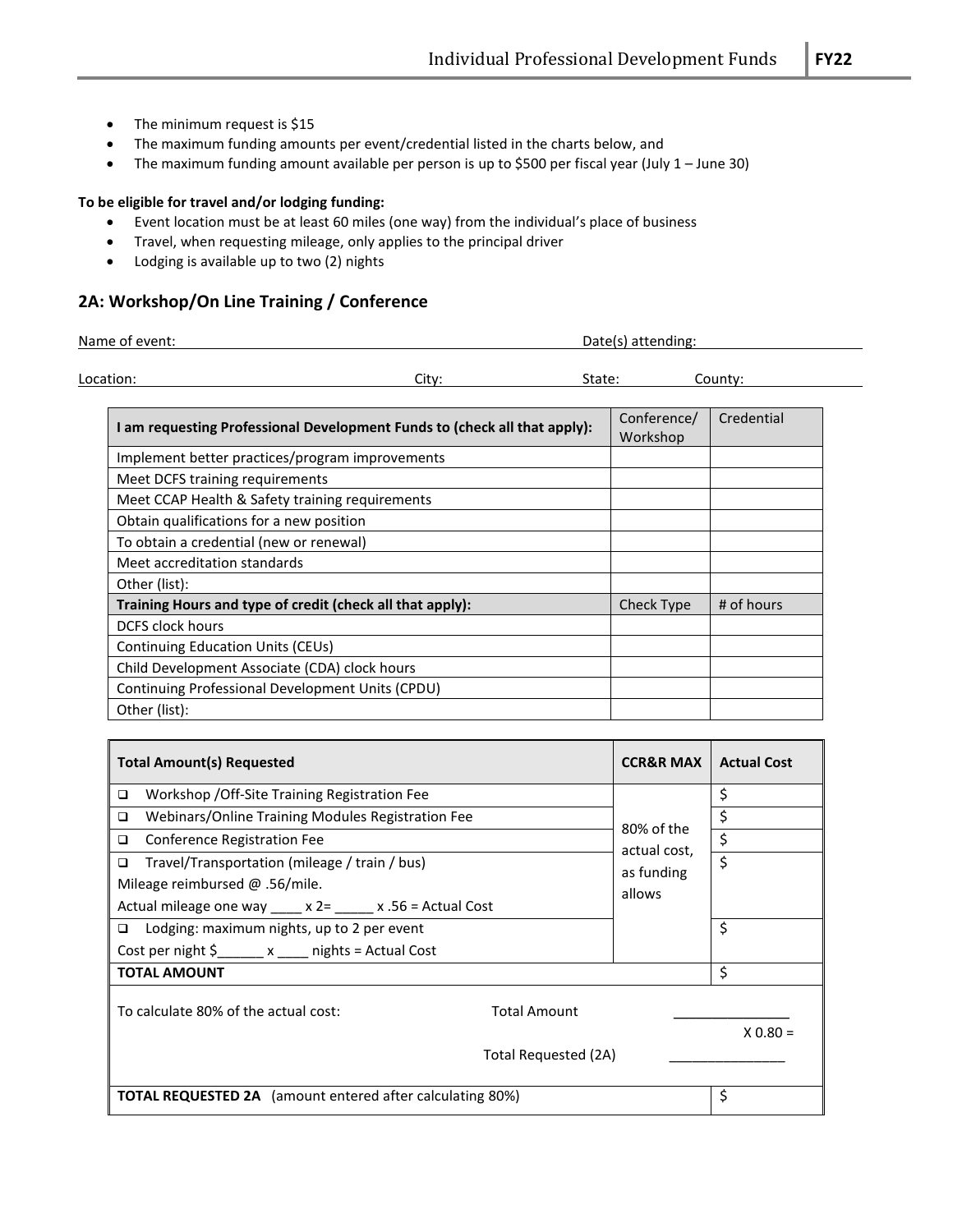- The minimum request is $15
- The maximum funding amounts per event/credential listed in the charts below, and
- The maximum funding amount available per person is up to $500 per fiscal year (July 1 – June 30)

**To be eligible for travel and/or lodging funding:**

- Event location must be at least 60 miles (one way) from the individual's place of business
- Travel, when requesting mileage, only applies to the principal driver
- Lodging is available up to two (2) nights

## 2A: Workshop/On Line Training / Conference

Name of event: \_\_\_\_\_\_\_\_\_\_\_\_\_\_\_\_\_\_\_\_ Date(s) attending: \_\_\_\_\_\_\_\_\_\_\_\_\_\_\_\_\_\_\_\_

Location: \_\_\_\_\_\_\_\_\_\_\_\_\_\_\_\_\_\_\_\_ City: \_\_\_\_\_\_\_\_\_\_ State: \_\_\_\_\_\_ County: \_\_\_\_\_\_\_\_\_\_

| **I am requesting Professional Development Funds to (check all that apply):** | Conference/ Workshop | Credential |
|---|---|---|
| Implement better practices/program improvements | | |
| Meet DCFS training requirements | | |
| Meet CCAP Health & Safety training requirements | | |
| Obtain qualifications for a new position | | |
| To obtain a credential (new or renewal) | | |
| Meet accreditation standards | | |
| Other (list): | | |
| **Training Hours and type of credit (check all that apply):** | Check Type | # of hours |
| DCFS clock hours | | |
| Continuing Education Units (CEUs) | | |
| Child Development Associate (CDA) clock hours | | |
| Continuing Professional Development Units (CPDU) | | |
| Other (list): | | |

| **Total Amount(s) Requested** | **CCR&R MAX** | **Actual Cost** |
|---|---|---|
| ❑ Workshop /Off-Site Training Registration Fee | 80% of the actual cost, as funding allows | $ |
| ❑ Webinars/Online Training Modules Registration Fee | | $ |
| ❑ Conference Registration Fee | | $ |
| ❑ Travel/Transportation (mileage / train / bus)<br>Mileage reimbursed @ .56/mile.<br>Actual mileage one way \_\_\_\_ x 2= \_\_\_\_\_ x .56 = Actual Cost | | $ |
| ❑ Lodging: maximum nights, up to 2 per event<br>Cost per night $\_\_\_\_\_\_ x \_\_\_\_ nights = Actual Cost | | $ |
| **TOTAL AMOUNT** | | $ |
| To calculate 80% of the actual cost: Total Amount \_\_\_\_\_\_\_\_\_\_\_\_\_\_\_ X 0.80 = Total Requested (2A) \_\_\_\_\_\_\_\_\_\_\_\_\_\_\_ | | |
| **TOTAL REQUESTED 2A** (amount entered after calculating 80%) | | $ |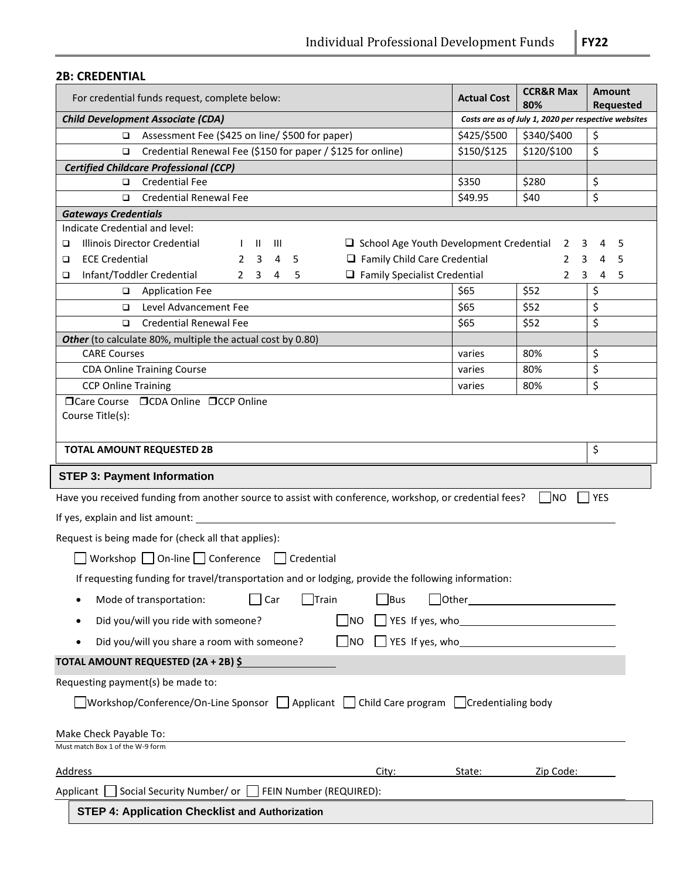## 2B: CREDENTIAL

| For credential funds request, complete below: | Actual Cost | CCR&R Max 80% | Amount Requested |
|---|---|---|---|
| ***Child Development Associate (CDA)*** | ***Costs are as of July 1, 2020 per respective websites*** | | |
| ❑ Assessment Fee ($425 on line/ $500 for paper) | $425/$500 | $340/$400 | $ |
| ❑ Credential Renewal Fee ($150 for paper / $125 for online) | $150/$125 | $120/$100 | $ |
| ***Certified Childcare Professional (CCP)*** | | | |
| ❑ Credential Fee | $350 | $280 | $ |
| ❑ Credential Renewal Fee | $49.95 | $40 | $ |
| ***Gateways Credentials*** | | | |
| Indicate Credential and level:<br>❑ Illinois Director Credential I II III &nbsp;&nbsp; ❑ School Age Youth Development Credential 2 3 4 5<br>❑ ECE Credential 2 3 4 5 &nbsp;&nbsp; ❑ Family Child Care Credential 2 3 4 5<br>❑ Infant/Toddler Credential 2 3 4 5 &nbsp;&nbsp; ❑ Family Specialist Credential 2 3 4 5 | | | |
| ❑ Application Fee | $65 | $52 | $ |
| ❑ Level Advancement Fee | $65 | $52 | $ |
| ❑ Credential Renewal Fee | $65 | $52 | $ |
| ***Other*** (to calculate 80%, multiple the actual cost by 0.80) | | | |
| CARE Courses | varies | 80% | $ |
| CDA Online Training Course | varies | 80% | $ |
| CCP Online Training | varies | 80% | $ |
| ❑Care Course ❑CDA Online ❑CCP Online<br>Course Title(s): | | | |
| **TOTAL AMOUNT REQUESTED 2B** | | | $ |

### STEP 3: Payment Information

Have you received funding from another source to assist with conference, workshop, or credential fees? ☐ NO ☐ YES

If yes, explain and list amount: ______________________________

Request is being made for (check all that applies):

☐ Workshop ☐ On-line ☐ Conference ☐ Credential

If requesting funding for travel/transportation and or lodging, provide the following information:

- Mode of transportation: ☐ Car ☐ Train ☐ Bus ☐ Other______________________
- Did you/will you ride with someone? ☐ NO ☐ YES If yes, who______________________
- Did you/will you share a room with someone? ☐ NO ☐ YES If yes, who______________________

**TOTAL AMOUNT REQUESTED (2A + 2B) $**______________

Requesting payment(s) be made to:

☐ Workshop/Conference/On-Line Sponsor ☐ Applicant ☐ Child Care program ☐ Credentialing body

Make Check Payable To: ______________________________
Must match Box 1 of the W-9 form

Address ______________________ City: __________ State: __________ Zip Code: __________

Applicant ☐ Social Security Number/ or ☐ FEIN Number (REQUIRED):

### STEP 4: Application Checklist and Authorization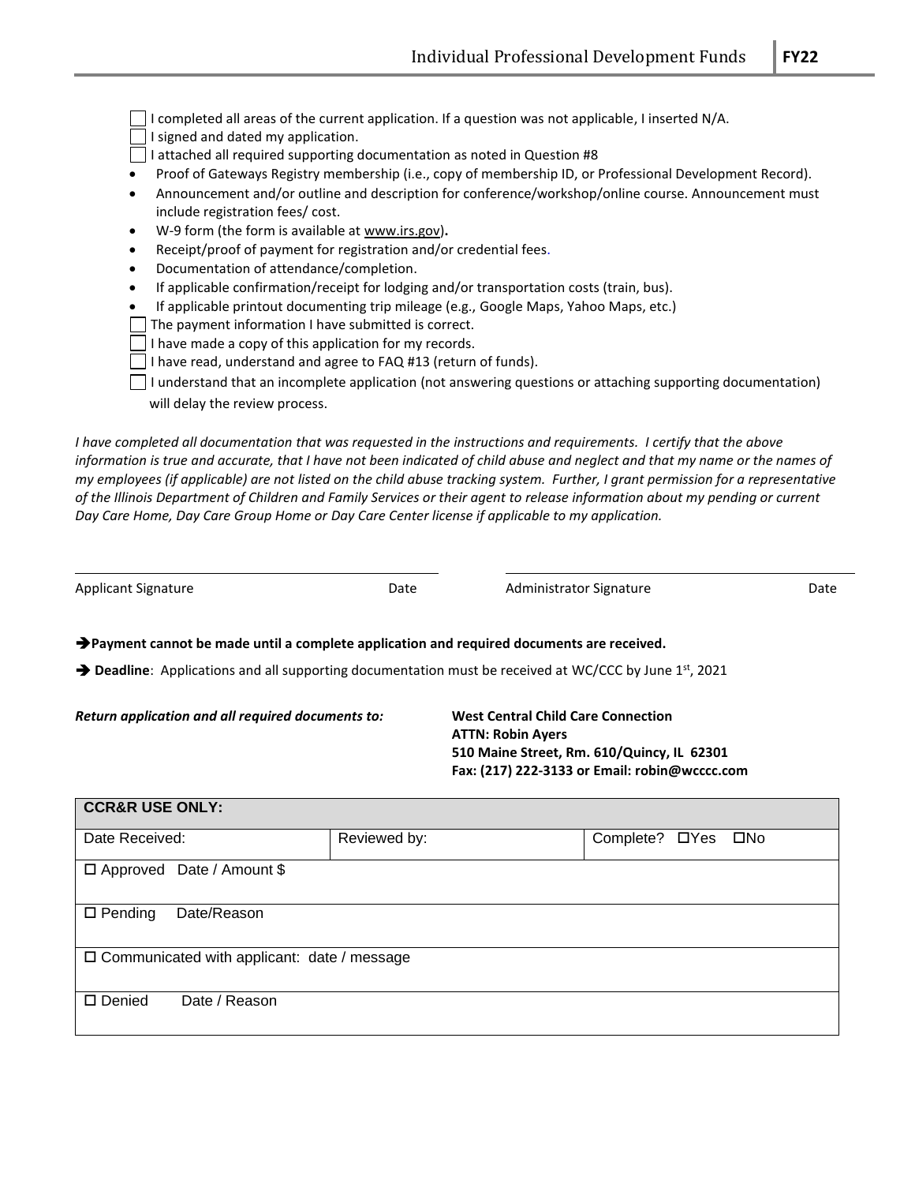- [ ] I completed all areas of the current application. If a question was not applicable, I inserted N/A.
- [ ] I signed and dated my application.
- [ ] I attached all required supporting documentation as noted in Question #8
  - Proof of Gateways Registry membership (i.e., copy of membership ID, or Professional Development Record).
  - Announcement and/or outline and description for conference/workshop/online course. Announcement must include registration fees/ cost.
  - W-9 form (the form is available at www.irs.gov).
  - Receipt/proof of payment for registration and/or credential fees.
  - Documentation of attendance/completion.
  - If applicable confirmation/receipt for lodging and/or transportation costs (train, bus).
  - If applicable printout documenting trip mileage (e.g., Google Maps, Yahoo Maps, etc.)
- [ ] The payment information I have submitted is correct.
- [ ] I have made a copy of this application for my records.
- [ ] I have read, understand and agree to FAQ #13 (return of funds).
- [ ] I understand that an incomplete application (not answering questions or attaching supporting documentation) will delay the review process.

*I have completed all documentation that was requested in the instructions and requirements. I certify that the above information is true and accurate, that I have not been indicated of child abuse and neglect and that my name or the names of my employees (if applicable) are not listed on the child abuse tracking system. Further, I grant permission for a representative of the Illinois Department of Children and Family Services or their agent to release information about my pending or current Day Care Home, Day Care Group Home or Day Care Center license if applicable to my application.*

\_\_\_\_\_\_\_\_\_\_\_\_\_\_\_\_\_\_\_\_\_\_\_\_\_\_\_\_\_\_\_\_\_\_\_\_\_\_\_\_ \_\_\_\_\_\_\_\_\_\_\_\_\_\_\_\_\_\_\_\_\_\_\_\_\_\_\_\_\_\_\_\_\_\_\_\_\_\_\_\_

Applicant Signature Date Administrator Signature Date

➔**Payment cannot be made until a complete application and required documents are received.**

➔ **Deadline**: Applications and all supporting documentation must be received at WC/CCC by June 1st, 2021

***Return application and all required documents to:***

**West Central Child Care Connection**
**ATTN: Robin Ayers**
**510 Maine Street, Rm. 610/Quincy, IL 62301**
**Fax: (217) 222-3133 or Email: robin@wcccc.com**

| **CCR&R USE ONLY:** | | |
|---|---|---|
| Date Received: | Reviewed by: | Complete? ☐Yes ☐No |
| ☐ Approved Date / Amount $ | | |
| ☐ Pending Date/Reason | | |
| ☐ Communicated with applicant: date / message | | |
| ☐ Denied Date / Reason | | |